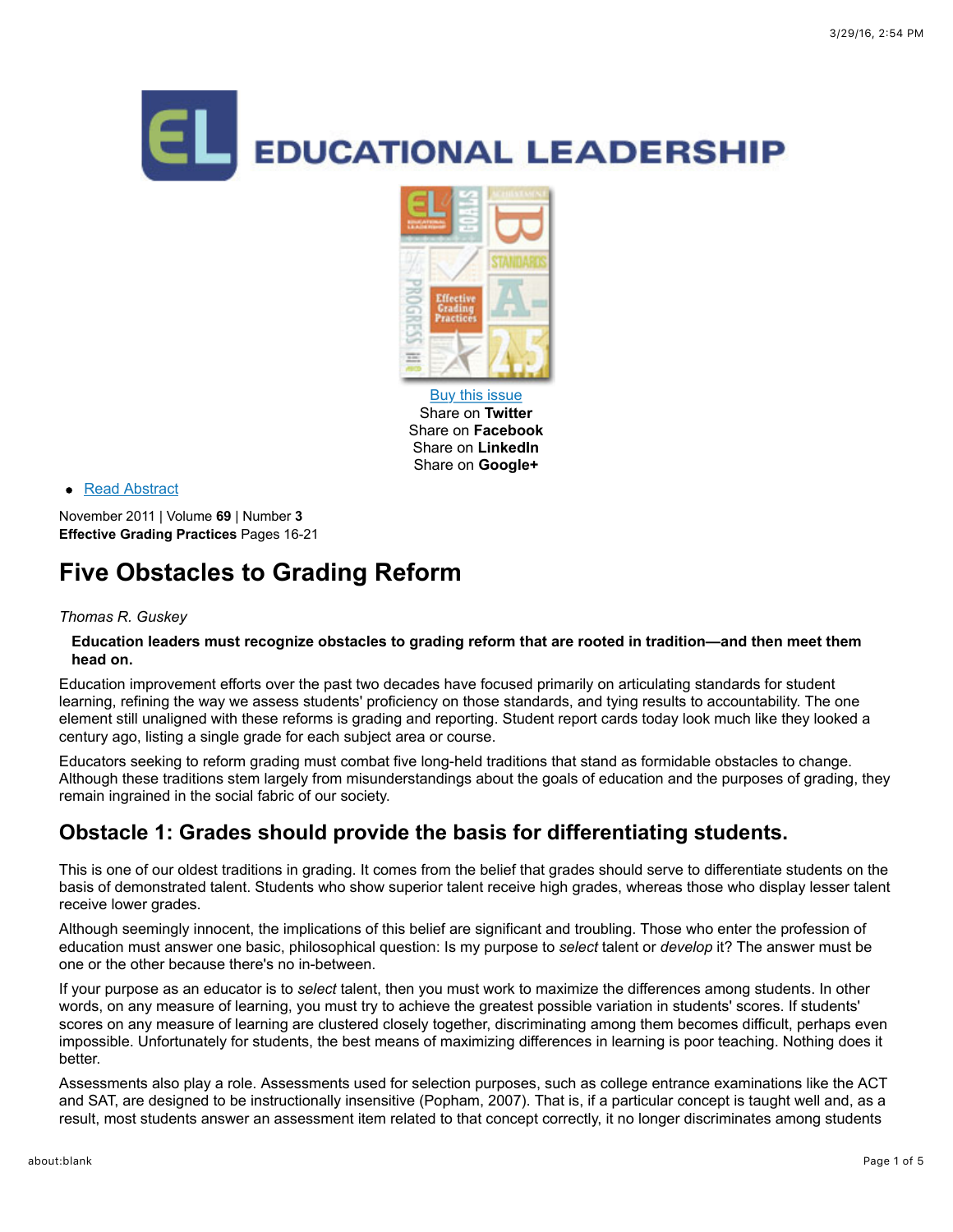Buy this issue
Share on **Twitter**
Share on **Facebook**
Share on **LinkedIn**
Share on **Google+**

- Read Abstract

November 2011 | Volume **69** | Number **3**
**Effective Grading Practices** Pages 16-21

# Five Obstacles to Grading Reform

*Thomas R. Guskey*

**Education leaders must recognize obstacles to grading reform that are rooted in tradition—and then meet them head on.**

Education improvement efforts over the past two decades have focused primarily on articulating standards for student learning, refining the way we assess students' proficiency on those standards, and tying results to accountability. The one element still unaligned with these reforms is grading and reporting. Student report cards today look much like they looked a century ago, listing a single grade for each subject area or course.

Educators seeking to reform grading must combat five long-held traditions that stand as formidable obstacles to change. Although these traditions stem largely from misunderstandings about the goals of education and the purposes of grading, they remain ingrained in the social fabric of our society.

## Obstacle 1: Grades should provide the basis for differentiating students.

This is one of our oldest traditions in grading. It comes from the belief that grades should serve to differentiate students on the basis of demonstrated talent. Students who show superior talent receive high grades, whereas those who display lesser talent receive lower grades.

Although seemingly innocent, the implications of this belief are significant and troubling. Those who enter the profession of education must answer one basic, philosophical question: Is my purpose to *select* talent or *develop* it? The answer must be one or the other because there's no in-between.

If your purpose as an educator is to *select* talent, then you must work to maximize the differences among students. In other words, on any measure of learning, you must try to achieve the greatest possible variation in students' scores. If students' scores on any measure of learning are clustered closely together, discriminating among them becomes difficult, perhaps even impossible. Unfortunately for students, the best means of maximizing differences in learning is poor teaching. Nothing does it better.

Assessments also play a role. Assessments used for selection purposes, such as college entrance examinations like the ACT and SAT, are designed to be instructionally insensitive (Popham, 2007). That is, if a particular concept is taught well and, as a result, most students answer an assessment item related to that concept correctly, it no longer discriminates among students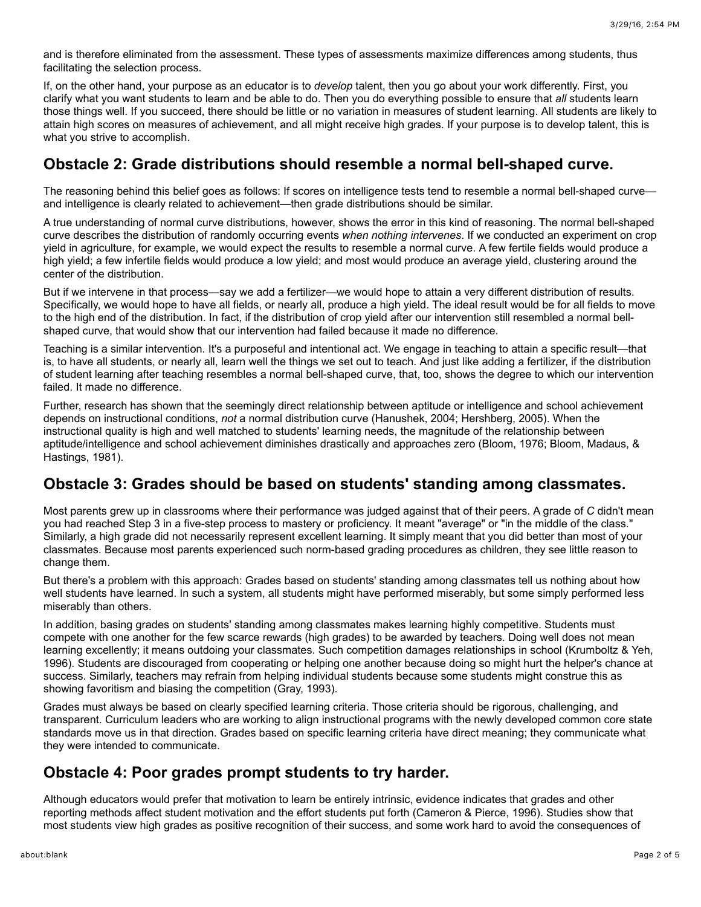and is therefore eliminated from the assessment. These types of assessments maximize differences among students, thus facilitating the selection process.

If, on the other hand, your purpose as an educator is to *develop* talent, then you go about your work differently. First, you clarify what you want students to learn and be able to do. Then you do everything possible to ensure that *all* students learn those things well. If you succeed, there should be little or no variation in measures of student learning. All students are likely to attain high scores on measures of achievement, and all might receive high grades. If your purpose is to develop talent, this is what you strive to accomplish.

## Obstacle 2: Grade distributions should resemble a normal bell-shaped curve.

The reasoning behind this belief goes as follows: If scores on intelligence tests tend to resemble a normal bell-shaped curve—and intelligence is clearly related to achievement—then grade distributions should be similar.

A true understanding of normal curve distributions, however, shows the error in this kind of reasoning. The normal bell-shaped curve describes the distribution of randomly occurring events *when nothing intervenes*. If we conducted an experiment on crop yield in agriculture, for example, we would expect the results to resemble a normal curve. A few fertile fields would produce a high yield; a few infertile fields would produce a low yield; and most would produce an average yield, clustering around the center of the distribution.

But if we intervene in that process—say we add a fertilizer—we would hope to attain a very different distribution of results. Specifically, we would hope to have all fields, or nearly all, produce a high yield. The ideal result would be for all fields to move to the high end of the distribution. In fact, if the distribution of crop yield after our intervention still resembled a normal bell-shaped curve, that would show that our intervention had failed because it made no difference.

Teaching is a similar intervention. It's a purposeful and intentional act. We engage in teaching to attain a specific result—that is, to have all students, or nearly all, learn well the things we set out to teach. And just like adding a fertilizer, if the distribution of student learning after teaching resembles a normal bell-shaped curve, that, too, shows the degree to which our intervention failed. It made no difference.

Further, research has shown that the seemingly direct relationship between aptitude or intelligence and school achievement depends on instructional conditions, *not* a normal distribution curve (Hanushek, 2004; Hershberg, 2005). When the instructional quality is high and well matched to students' learning needs, the magnitude of the relationship between aptitude/intelligence and school achievement diminishes drastically and approaches zero (Bloom, 1976; Bloom, Madaus, & Hastings, 1981).

## Obstacle 3: Grades should be based on students' standing among classmates.

Most parents grew up in classrooms where their performance was judged against that of their peers. A grade of *C* didn't mean you had reached Step 3 in a five-step process to mastery or proficiency. It meant "average" or "in the middle of the class." Similarly, a high grade did not necessarily represent excellent learning. It simply meant that you did better than most of your classmates. Because most parents experienced such norm-based grading procedures as children, they see little reason to change them.

But there's a problem with this approach: Grades based on students' standing among classmates tell us nothing about how well students have learned. In such a system, all students might have performed miserably, but some simply performed less miserably than others.

In addition, basing grades on students' standing among classmates makes learning highly competitive. Students must compete with one another for the few scarce rewards (high grades) to be awarded by teachers. Doing well does not mean learning excellently; it means outdoing your classmates. Such competition damages relationships in school (Krumboltz & Yeh, 1996). Students are discouraged from cooperating or helping one another because doing so might hurt the helper's chance at success. Similarly, teachers may refrain from helping individual students because some students might construe this as showing favoritism and biasing the competition (Gray, 1993).

Grades must always be based on clearly specified learning criteria. Those criteria should be rigorous, challenging, and transparent. Curriculum leaders who are working to align instructional programs with the newly developed common core state standards move us in that direction. Grades based on specific learning criteria have direct meaning; they communicate what they were intended to communicate.

## Obstacle 4: Poor grades prompt students to try harder.

Although educators would prefer that motivation to learn be entirely intrinsic, evidence indicates that grades and other reporting methods affect student motivation and the effort students put forth (Cameron & Pierce, 1996). Studies show that most students view high grades as positive recognition of their success, and some work hard to avoid the consequences of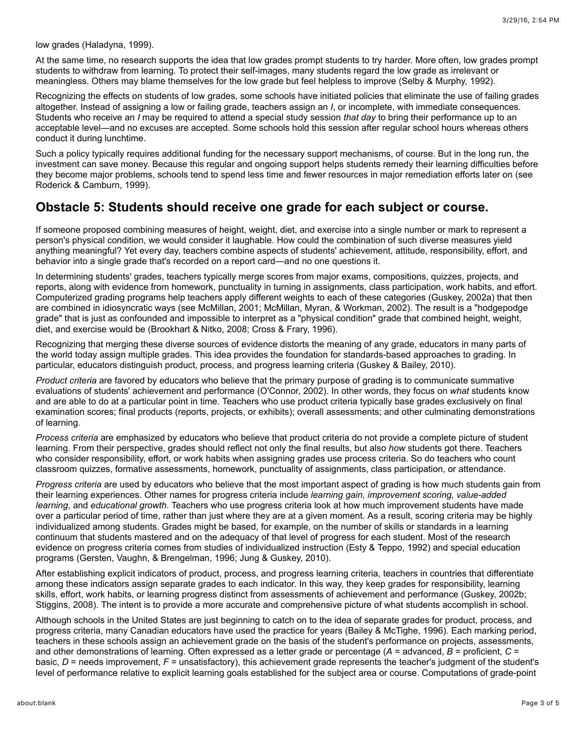low grades (Haladyna, 1999).

At the same time, no research supports the idea that low grades prompt students to try harder. More often, low grades prompt students to withdraw from learning. To protect their self-images, many students regard the low grade as irrelevant or meaningless. Others may blame themselves for the low grade but feel helpless to improve (Selby & Murphy, 1992).

Recognizing the effects on students of low grades, some schools have initiated policies that eliminate the use of failing grades altogether. Instead of assigning a low or failing grade, teachers assign an *I*, or incomplete, with immediate consequences. Students who receive an *I* may be required to attend a special study session *that day* to bring their performance up to an acceptable level—and no excuses are accepted. Some schools hold this session after regular school hours whereas others conduct it during lunchtime.

Such a policy typically requires additional funding for the necessary support mechanisms, of course. But in the long run, the investment can save money. Because this regular and ongoing support helps students remedy their learning difficulties before they become major problems, schools tend to spend less time and fewer resources in major remediation efforts later on (see Roderick & Camburn, 1999).

## Obstacle 5: Students should receive one grade for each subject or course.

If someone proposed combining measures of height, weight, diet, and exercise into a single number or mark to represent a person's physical condition, we would consider it laughable. How could the combination of such diverse measures yield anything meaningful? Yet every day, teachers combine aspects of students' achievement, attitude, responsibility, effort, and behavior into a single grade that's recorded on a report card—and no one questions it.

In determining students' grades, teachers typically merge scores from major exams, compositions, quizzes, projects, and reports, along with evidence from homework, punctuality in turning in assignments, class participation, work habits, and effort. Computerized grading programs help teachers apply different weights to each of these categories (Guskey, 2002a) that then are combined in idiosyncratic ways (see McMillan, 2001; McMillan, Myran, & Workman, 2002). The result is a "hodgepodge grade" that is just as confounded and impossible to interpret as a "physical condition" grade that combined height, weight, diet, and exercise would be (Brookhart & Nitko, 2008; Cross & Frary, 1996).

Recognizing that merging these diverse sources of evidence distorts the meaning of any grade, educators in many parts of the world today assign multiple grades. This idea provides the foundation for standards-based approaches to grading. In particular, educators distinguish product, process, and progress learning criteria (Guskey & Bailey, 2010).

*Product criteria* are favored by educators who believe that the primary purpose of grading is to communicate summative evaluations of students' achievement and performance (O'Connor, 2002). In other words, they focus on *what* students know and are able to do at a particular point in time. Teachers who use product criteria typically base grades exclusively on final examination scores; final products (reports, projects, or exhibits); overall assessments; and other culminating demonstrations of learning.

*Process criteria* are emphasized by educators who believe that product criteria do not provide a complete picture of student learning. From their perspective, grades should reflect not only the final results, but also *how* students got there. Teachers who consider responsibility, effort, or work habits when assigning grades use process criteria. So do teachers who count classroom quizzes, formative assessments, homework, punctuality of assignments, class participation, or attendance.

*Progress criteria* are used by educators who believe that the most important aspect of grading is how much students gain from their learning experiences. Other names for progress criteria include *learning gain, improvement scoring, value-added learning*, and *educational growth*. Teachers who use progress criteria look at how much improvement students have made over a particular period of time, rather than just where they are at a given moment. As a result, scoring criteria may be highly individualized among students. Grades might be based, for example, on the number of skills or standards in a learning continuum that students mastered and on the adequacy of that level of progress for each student. Most of the research evidence on progress criteria comes from studies of individualized instruction (Esty & Teppo, 1992) and special education programs (Gersten, Vaughn, & Brengelman, 1996; Jung & Guskey, 2010).

After establishing explicit indicators of product, process, and progress learning criteria, teachers in countries that differentiate among these indicators assign separate grades to each indicator. In this way, they keep grades for responsibility, learning skills, effort, work habits, or learning progress distinct from assessments of achievement and performance (Guskey, 2002b; Stiggins, 2008). The intent is to provide a more accurate and comprehensive picture of what students accomplish in school.

Although schools in the United States are just beginning to catch on to the idea of separate grades for product, process, and progress criteria, many Canadian educators have used the practice for years (Bailey & McTighe, 1996). Each marking period, teachers in these schools assign an achievement grade on the basis of the student's performance on projects, assessments, and other demonstrations of learning. Often expressed as a letter grade or percentage (*A* = advanced, *B* = proficient, *C* = basic, *D* = needs improvement, *F* = unsatisfactory), this achievement grade represents the teacher's judgment of the student's level of performance relative to explicit learning goals established for the subject area or course. Computations of grade-point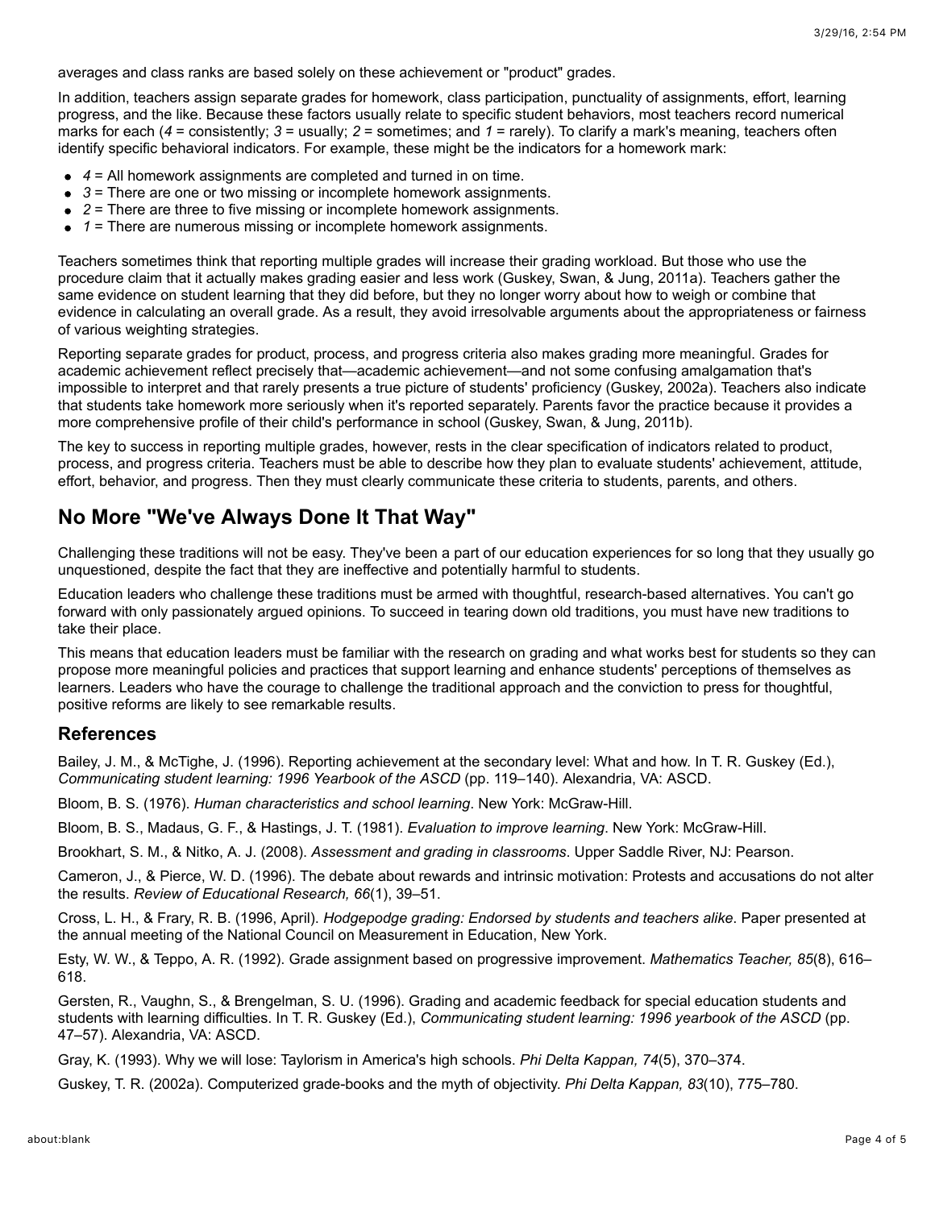averages and class ranks are based solely on these achievement or "product" grades.

In addition, teachers assign separate grades for homework, class participation, punctuality of assignments, effort, learning progress, and the like. Because these factors usually relate to specific student behaviors, most teachers record numerical marks for each (*4* = consistently; *3* = usually; *2* = sometimes; and *1* = rarely). To clarify a mark's meaning, teachers often identify specific behavioral indicators. For example, these might be the indicators for a homework mark:

- *4* = All homework assignments are completed and turned in on time.
- *3* = There are one or two missing or incomplete homework assignments.
- *2* = There are three to five missing or incomplete homework assignments.
- *1* = There are numerous missing or incomplete homework assignments.

Teachers sometimes think that reporting multiple grades will increase their grading workload. But those who use the procedure claim that it actually makes grading easier and less work (Guskey, Swan, & Jung, 2011a). Teachers gather the same evidence on student learning that they did before, but they no longer worry about how to weigh or combine that evidence in calculating an overall grade. As a result, they avoid irresolvable arguments about the appropriateness or fairness of various weighting strategies.

Reporting separate grades for product, process, and progress criteria also makes grading more meaningful. Grades for academic achievement reflect precisely that—academic achievement—and not some confusing amalgamation that's impossible to interpret and that rarely presents a true picture of students' proficiency (Guskey, 2002a). Teachers also indicate that students take homework more seriously when it's reported separately. Parents favor the practice because it provides a more comprehensive profile of their child's performance in school (Guskey, Swan, & Jung, 2011b).

The key to success in reporting multiple grades, however, rests in the clear specification of indicators related to product, process, and progress criteria. Teachers must be able to describe how they plan to evaluate students' achievement, attitude, effort, behavior, and progress. Then they must clearly communicate these criteria to students, parents, and others.

## No More "We've Always Done It That Way"

Challenging these traditions will not be easy. They've been a part of our education experiences for so long that they usually go unquestioned, despite the fact that they are ineffective and potentially harmful to students.

Education leaders who challenge these traditions must be armed with thoughtful, research-based alternatives. You can't go forward with only passionately argued opinions. To succeed in tearing down old traditions, you must have new traditions to take their place.

This means that education leaders must be familiar with the research on grading and what works best for students so they can propose more meaningful policies and practices that support learning and enhance students' perceptions of themselves as learners. Leaders who have the courage to challenge the traditional approach and the conviction to press for thoughtful, positive reforms are likely to see remarkable results.

### References

Bailey, J. M., & McTighe, J. (1996). Reporting achievement at the secondary level: What and how. In T. R. Guskey (Ed.), *Communicating student learning: 1996 Yearbook of the ASCD* (pp. 119–140). Alexandria, VA: ASCD.

Bloom, B. S. (1976). *Human characteristics and school learning*. New York: McGraw-Hill.

Bloom, B. S., Madaus, G. F., & Hastings, J. T. (1981). *Evaluation to improve learning*. New York: McGraw-Hill.

Brookhart, S. M., & Nitko, A. J. (2008). *Assessment and grading in classrooms*. Upper Saddle River, NJ: Pearson.

Cameron, J., & Pierce, W. D. (1996). The debate about rewards and intrinsic motivation: Protests and accusations do not alter the results. *Review of Educational Research, 66*(1), 39–51.

Cross, L. H., & Frary, R. B. (1996, April). *Hodgepodge grading: Endorsed by students and teachers alike*. Paper presented at the annual meeting of the National Council on Measurement in Education, New York.

Esty, W. W., & Teppo, A. R. (1992). Grade assignment based on progressive improvement. *Mathematics Teacher, 85*(8), 616–618.

Gersten, R., Vaughn, S., & Brengelman, S. U. (1996). Grading and academic feedback for special education students and students with learning difficulties. In T. R. Guskey (Ed.), *Communicating student learning: 1996 yearbook of the ASCD* (pp. 47–57). Alexandria, VA: ASCD.

Gray, K. (1993). Why we will lose: Taylorism in America's high schools. *Phi Delta Kappan, 74*(5), 370–374.

Guskey, T. R. (2002a). Computerized grade-books and the myth of objectivity. *Phi Delta Kappan, 83*(10), 775–780.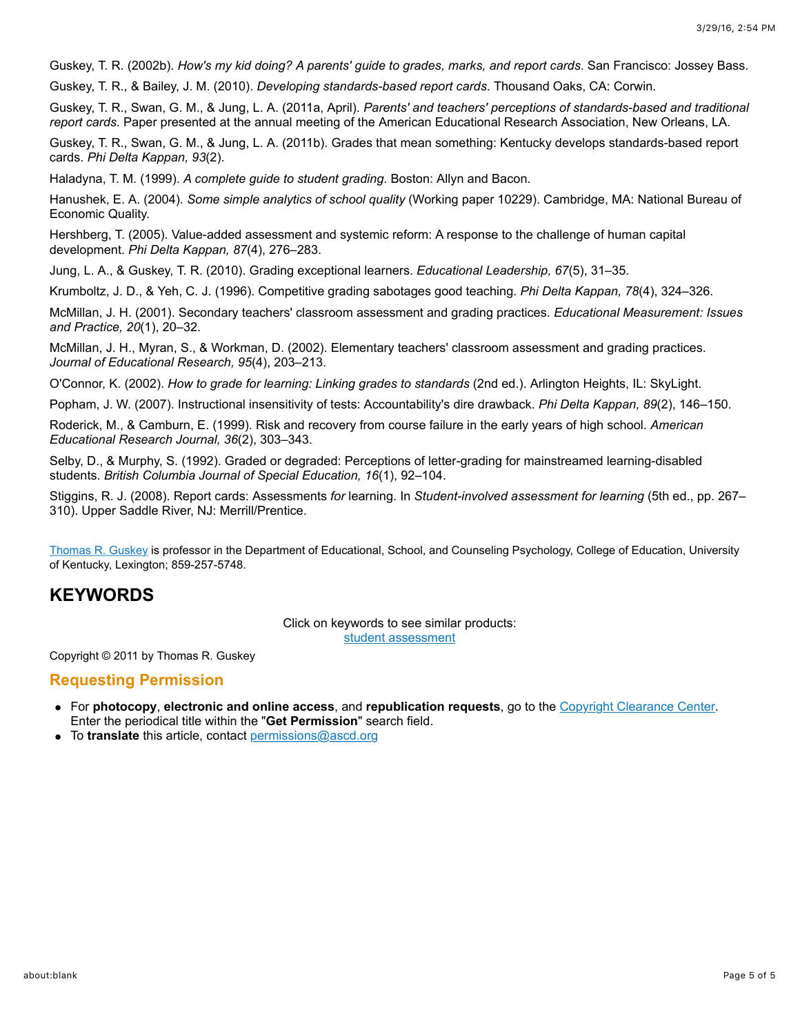Guskey, T. R. (2002b). *How's my kid doing? A parents' guide to grades, marks, and report cards*. San Francisco: Jossey Bass.

Guskey, T. R., & Bailey, J. M. (2010). *Developing standards-based report cards*. Thousand Oaks, CA: Corwin.

Guskey, T. R., Swan, G. M., & Jung, L. A. (2011a, April). *Parents' and teachers' perceptions of standards-based and traditional report cards*. Paper presented at the annual meeting of the American Educational Research Association, New Orleans, LA.

Guskey, T. R., Swan, G. M., & Jung, L. A. (2011b). Grades that mean something: Kentucky develops standards-based report cards. *Phi Delta Kappan, 93*(2).

Haladyna, T. M. (1999). *A complete guide to student grading*. Boston: Allyn and Bacon.

Hanushek, E. A. (2004). *Some simple analytics of school quality* (Working paper 10229). Cambridge, MA: National Bureau of Economic Quality.

Hershberg, T. (2005). Value-added assessment and systemic reform: A response to the challenge of human capital development. *Phi Delta Kappan, 87*(4), 276–283.

Jung, L. A., & Guskey, T. R. (2010). Grading exceptional learners. *Educational Leadership, 67*(5), 31–35.

Krumboltz, J. D., & Yeh, C. J. (1996). Competitive grading sabotages good teaching. *Phi Delta Kappan, 78*(4), 324–326.

McMillan, J. H. (2001). Secondary teachers' classroom assessment and grading practices. *Educational Measurement: Issues and Practice, 20*(1), 20–32.

McMillan, J. H., Myran, S., & Workman, D. (2002). Elementary teachers' classroom assessment and grading practices. *Journal of Educational Research, 95*(4), 203–213.

O'Connor, K. (2002). *How to grade for learning: Linking grades to standards* (2nd ed.). Arlington Heights, IL: SkyLight.

Popham, J. W. (2007). Instructional insensitivity of tests: Accountability's dire drawback. *Phi Delta Kappan, 89*(2), 146–150.

Roderick, M., & Camburn, E. (1999). Risk and recovery from course failure in the early years of high school. *American Educational Research Journal, 36*(2), 303–343.

Selby, D., & Murphy, S. (1992). Graded or degraded: Perceptions of letter-grading for mainstreamed learning-disabled students. *British Columbia Journal of Special Education, 16*(1), 92–104.

Stiggins, R. J. (2008). Report cards: Assessments *for* learning. In *Student-involved assessment for learning* (5th ed., pp. 267–310). Upper Saddle River, NJ: Merrill/Prentice.

Thomas R. Guskey is professor in the Department of Educational, School, and Counseling Psychology, College of Education, University of Kentucky, Lexington; 859-257-5748.

## KEYWORDS

Click on keywords to see similar products:
student assessment

Copyright © 2011 by Thomas R. Guskey

### Requesting Permission

- For **photocopy**, **electronic and online access**, and **republication requests**, go to the Copyright Clearance Center. Enter the periodical title within the "**Get Permission**" search field.
- To **translate** this article, contact permissions@ascd.org